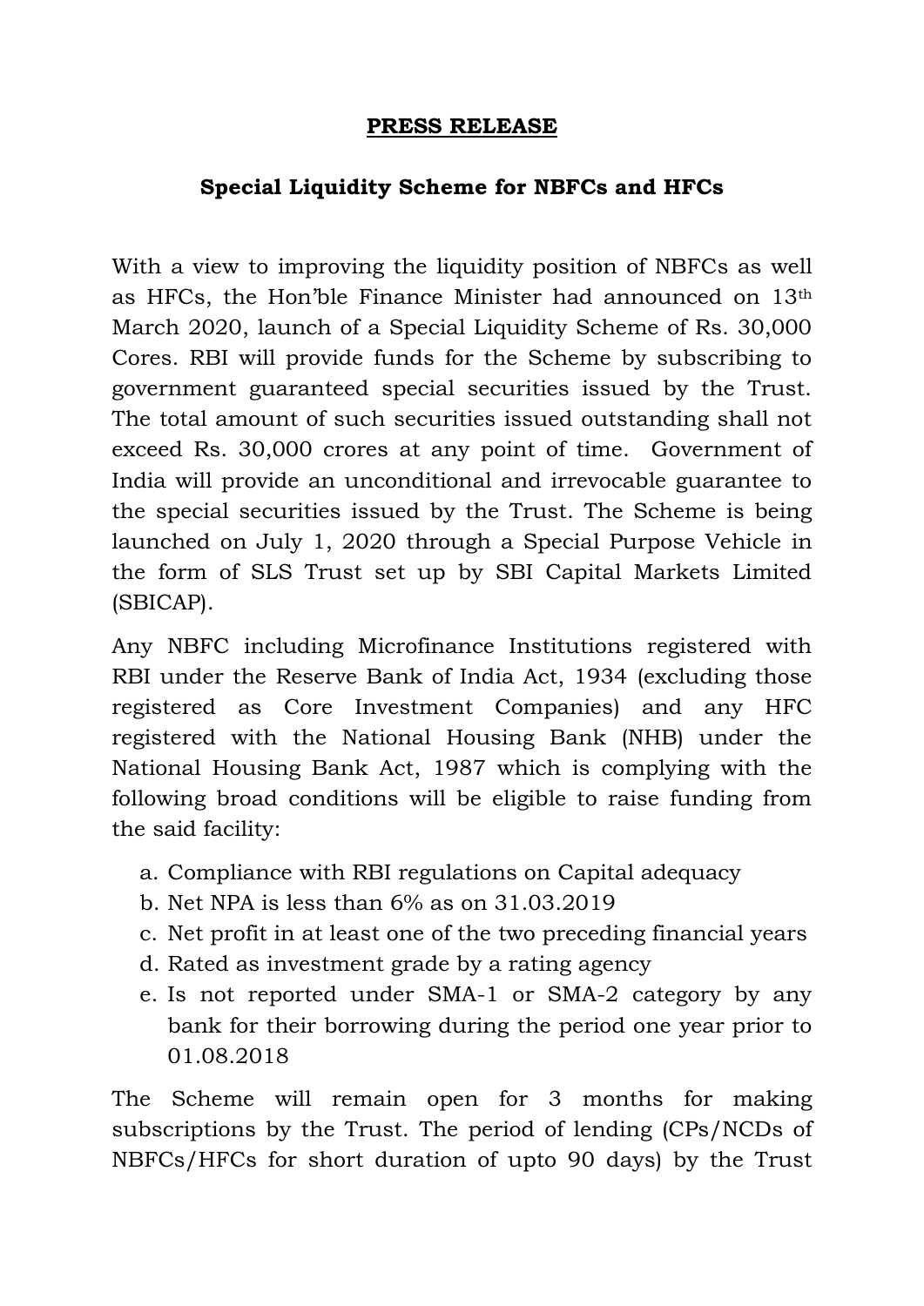**PRESS RELEASE**

**Special Liquidity Scheme for NBFCs and HFCs**

With a view to improving the liquidity position of NBFCs as well as HFCs, the Hon'ble Finance Minister had announced on 13th March 2020, launch of a Special Liquidity Scheme of Rs. 30,000 Cores. RBI will provide funds for the Scheme by subscribing to government guaranteed special securities issued by the Trust. The total amount of such securities issued outstanding shall not exceed Rs. 30,000 crores at any point of time. Government of India will provide an unconditional and irrevocable guarantee to the special securities issued by the Trust. The Scheme is being launched on July 1, 2020 through a Special Purpose Vehicle in the form of SLS Trust set up by SBI Capital Markets Limited (SBICAP).

Any NBFC including Microfinance Institutions registered with RBI under the Reserve Bank of India Act, 1934 (excluding those registered as Core Investment Companies) and any HFC registered with the National Housing Bank (NHB) under the National Housing Bank Act, 1987 which is complying with the following broad conditions will be eligible to raise funding from the said facility:

a. Compliance with RBI regulations on Capital adequacy
b. Net NPA is less than 6% as on 31.03.2019
c. Net profit in at least one of the two preceding financial years
d. Rated as investment grade by a rating agency
e. Is not reported under SMA-1 or SMA-2 category by any bank for their borrowing during the period one year prior to 01.08.2018

The Scheme will remain open for 3 months for making subscriptions by the Trust. The period of lending (CPs/NCDs of NBFCs/HFCs for short duration of upto 90 days) by the Trust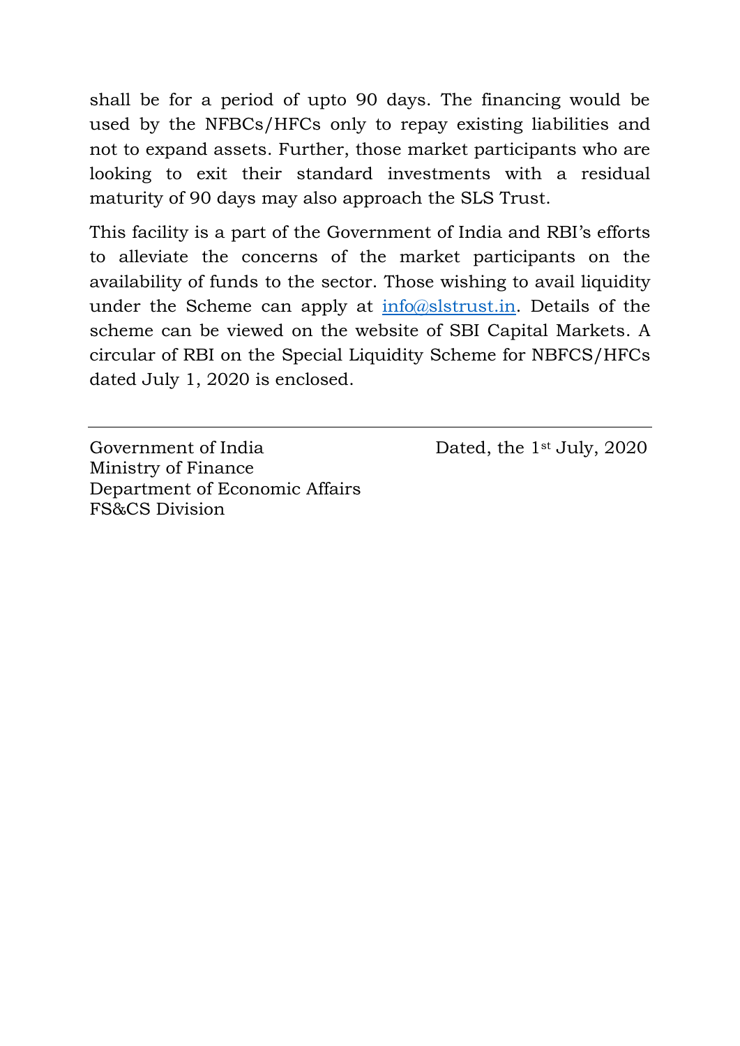shall be for a period of upto 90 days. The financing would be used by the NFBCs/HFCs only to repay existing liabilities and not to expand assets. Further, those market participants who are looking to exit their standard investments with a residual maturity of 90 days may also approach the SLS Trust.

This facility is a part of the Government of India and RBI's efforts to alleviate the concerns of the market participants on the availability of funds to the sector. Those wishing to avail liquidity under the Scheme can apply at info@slstrust.in. Details of the scheme can be viewed on the website of SBI Capital Markets. A circular of RBI on the Special Liquidity Scheme for NBFCS/HFCs dated July 1, 2020 is enclosed.

---

Government of India
Ministry of Finance
Department of Economic Affairs
FS&CS Division

Dated, the 1st July, 2020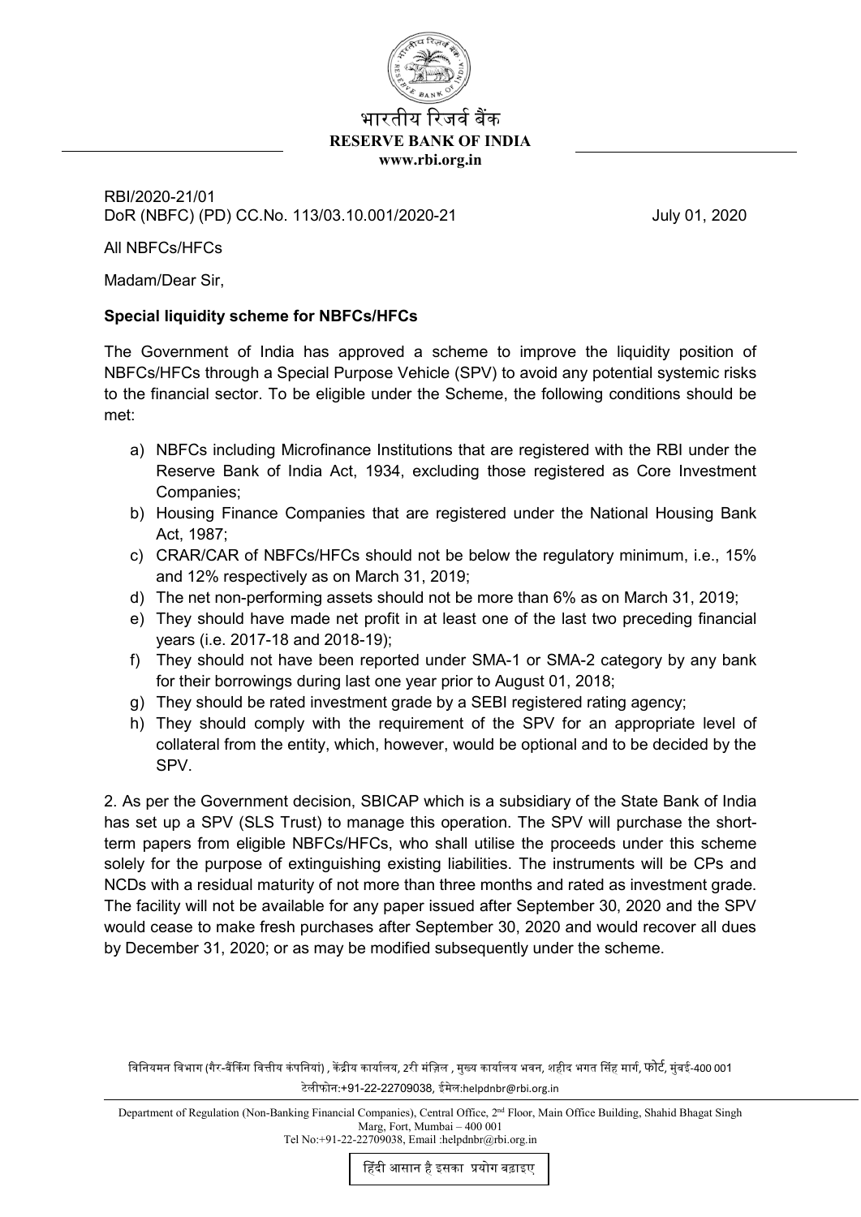भारतीय रिज़र्व बैंक
**RESERVE BANK OF INDIA**
**www.rbi.org.in**

RBI/2020-21/01
DoR (NBFC) (PD) CC.No. 113/03.10.001/2020-21

July 01, 2020

All NBFCs/HFCs

Madam/Dear Sir,

**Special liquidity scheme for NBFCs/HFCs**

The Government of India has approved a scheme to improve the liquidity position of NBFCs/HFCs through a Special Purpose Vehicle (SPV) to avoid any potential systemic risks to the financial sector. To be eligible under the Scheme, the following conditions should be met:

a) NBFCs including Microfinance Institutions that are registered with the RBI under the Reserve Bank of India Act, 1934, excluding those registered as Core Investment Companies;
b) Housing Finance Companies that are registered under the National Housing Bank Act, 1987;
c) CRAR/CAR of NBFCs/HFCs should not be below the regulatory minimum, i.e., 15% and 12% respectively as on March 31, 2019;
d) The net non-performing assets should not be more than 6% as on March 31, 2019;
e) They should have made net profit in at least one of the last two preceding financial years (i.e. 2017-18 and 2018-19);
f) They should not have been reported under SMA-1 or SMA-2 category by any bank for their borrowings during last one year prior to August 01, 2018;
g) They should be rated investment grade by a SEBI registered rating agency;
h) They should comply with the requirement of the SPV for an appropriate level of collateral from the entity, which, however, would be optional and to be decided by the SPV.

2. As per the Government decision, SBICAP which is a subsidiary of the State Bank of India has set up a SPV (SLS Trust) to manage this operation. The SPV will purchase the short-term papers from eligible NBFCs/HFCs, who shall utilise the proceeds under this scheme solely for the purpose of extinguishing existing liabilities. The instruments will be CPs and NCDs with a residual maturity of not more than three months and rated as investment grade. The facility will not be available for any paper issued after September 30, 2020 and the SPV would cease to make fresh purchases after September 30, 2020 and would recover all dues by December 31, 2020; or as may be modified subsequently under the scheme.

विनियमन विभाग (गैर-बैंकिंग वित्तीय कंपनियां) , केंद्रीय कार्यालय, 2री मंज़िल , मुख्य कार्यालय भवन, शहीद भगत सिंह मार्ग, फोर्ट, मुंबई-400 001
टेलीफोन:+91-22-22709038, ईमेल:helpdnbr@rbi.org.in

Department of Regulation (Non-Banking Financial Companies), Central Office, 2nd Floor, Main Office Building, Shahid Bhagat Singh Marg, Fort, Mumbai – 400 001
Tel No:+91-22-22709038, Email :helpdnbr@rbi.org.in

हिंदी आसान है इसका प्रयोग बढ़ाइए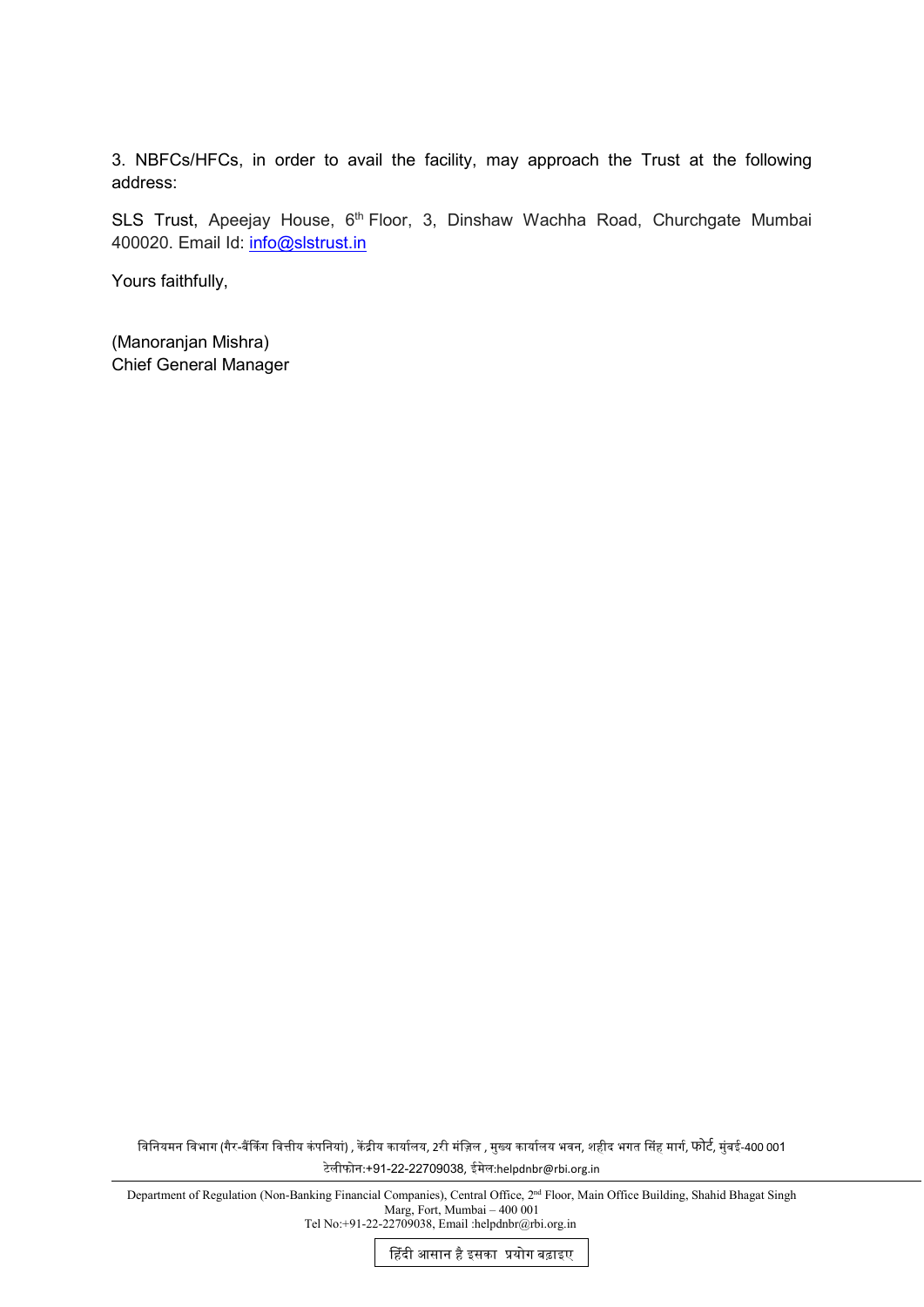3. NBFCs/HFCs, in order to avail the facility, may approach the Trust at the following address:

SLS Trust, Apeejay House, 6th Floor, 3, Dinshaw Wachha Road, Churchgate Mumbai 400020. Email Id: info@slstrust.in

Yours faithfully,

(Manoranjan Mishra)
Chief General Manager